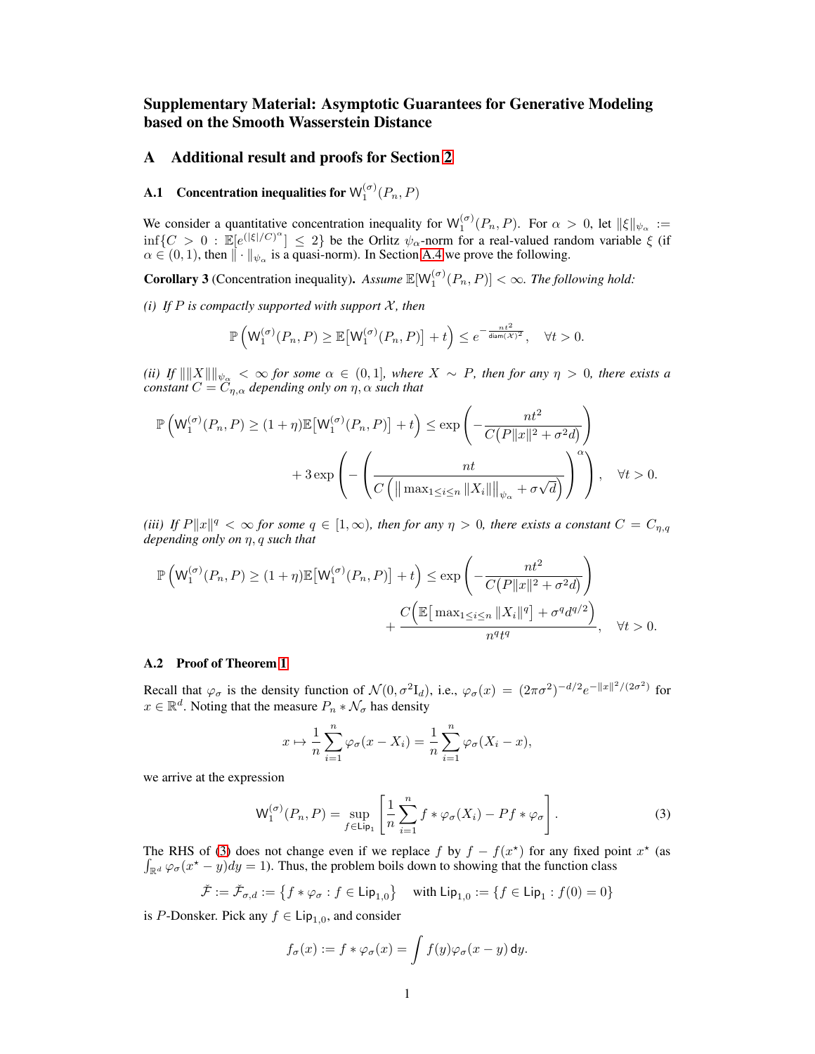# Supplementary Material: Asymptotic Guarantees for Generative Modeling based on the Smooth Wasserstein Distance

## A Additional result and proofs for Section 2

### A.1 Concentration inequalities for $\mathsf{W}_1^{(\sigma)}(P_n, P)$

We consider a quantitative concentration inequality for $\mathsf{W}_1^{(\sigma)}(P_n, P)$. For $\alpha > 0$, let $\|\xi\|_{\psi_\alpha} := \inf\{C > 0 : \mathbb{E}[e^{(|\xi|/C)^\alpha}] \le 2\}$ be the Orlitz $\psi_\alpha$-norm for a real-valued random variable $\xi$ (if $\alpha \in (0,1)$, then $\|\cdot\|_{\psi_\alpha}$ is a quasi-norm). In Section A.4 we prove the following.

**Corollary 3** (Concentration inequality). *Assume $\mathbb{E}[\mathsf{W}_1^{(\sigma)}(P_n, P)] < \infty$. The following hold:*

*(i) If $P$ is compactly supported with support $\mathcal{X}$, then*

$$\mathbb{P}\Big(\mathsf{W}_1^{(\sigma)}(P_n, P) \ge \mathbb{E}\big[\mathsf{W}_1^{(\sigma)}(P_n, P)\big] + t\Big) \le e^{-\frac{nt^2}{\mathsf{diam}(\mathcal{X})^2}}, \quad \forall t > 0.$$

*(ii) If $\|\|X\|\|_{\psi_\alpha} < \infty$ for some $\alpha \in (0,1]$, where $X \sim P$, then for any $\eta > 0$, there exists a constant $C = C_{\eta,\alpha}$ depending only on $\eta, \alpha$ such that*

$$\mathbb{P}\Big(\mathsf{W}_1^{(\sigma)}(P_n, P) \ge (1+\eta)\mathbb{E}\big[\mathsf{W}_1^{(\sigma)}(P_n, P)\big] + t\Big) \le \exp\left(-\frac{nt^2}{C\big(P\|x\|^2 + \sigma^2 d\big)}\right) + 3\exp\left(-\left(\frac{nt}{C\left(\big\|\max_{1\le i\le n}\|X_i\|\big\|_{\psi_\alpha} + \sigma\sqrt{d}\right)}\right)^\alpha\right), \quad \forall t > 0.$$

*(iii) If $P\|x\|^q < \infty$ for some $q \in [1, \infty)$, then for any $\eta > 0$, there exists a constant $C = C_{\eta,q}$ depending only on $\eta, q$ such that*

$$\mathbb{P}\Big(\mathsf{W}_1^{(\sigma)}(P_n, P) \ge (1+\eta)\mathbb{E}\big[\mathsf{W}_1^{(\sigma)}(P_n, P)\big] + t\Big) \le \exp\left(-\frac{nt^2}{C\big(P\|x\|^2 + \sigma^2 d\big)}\right) + \frac{C\Big(\mathbb{E}\big[\max_{1\le i\le n}\|X_i\|^q\big] + \sigma^q d^{q/2}\Big)}{n^q t^q}, \quad \forall t > 0.$$

### A.2 Proof of Theorem 1

Recall that $\varphi_\sigma$ is the density function of $\mathcal{N}(0, \sigma^2 \mathrm{I}_d)$, i.e., $\varphi_\sigma(x) = (2\pi\sigma^2)^{-d/2} e^{-\|x\|^2/(2\sigma^2)}$ for $x \in \mathbb{R}^d$. Noting that the measure $P_n * \mathcal{N}_\sigma$ has density

$$x \mapsto \frac{1}{n}\sum_{i=1}^n \varphi_\sigma(x - X_i) = \frac{1}{n}\sum_{i=1}^n \varphi_\sigma(X_i - x),$$

we arrive at the expression

$$\mathsf{W}_1^{(\sigma)}(P_n, P) = \sup_{f \in \mathsf{Lip}_1}\left[\frac{1}{n}\sum_{i=1}^n f * \varphi_\sigma(X_i) - Pf * \varphi_\sigma\right]. \tag{3}$$

The RHS of (3) does not change even if we replace $f$ by $f - f(x^\star)$ for any fixed point $x^\star$ (as $\int_{\mathbb{R}^d} \varphi_\sigma(x^\star - y)dy = 1$). Thus, the problem boils down to showing that the function class

$$\check{\mathcal{F}} := \check{\mathcal{F}}_{\sigma,d} := \big\{f * \varphi_\sigma : f \in \mathsf{Lip}_{1,0}\big\} \quad \text{with } \mathsf{Lip}_{1,0} := \{f \in \mathsf{Lip}_1 : f(0) = 0\}$$

is $P$-Donsker. Pick any $f \in \mathsf{Lip}_{1,0}$, and consider

$$f_\sigma(x) := f * \varphi_\sigma(x) = \int f(y)\varphi_\sigma(x - y)\,\mathsf{d}y.$$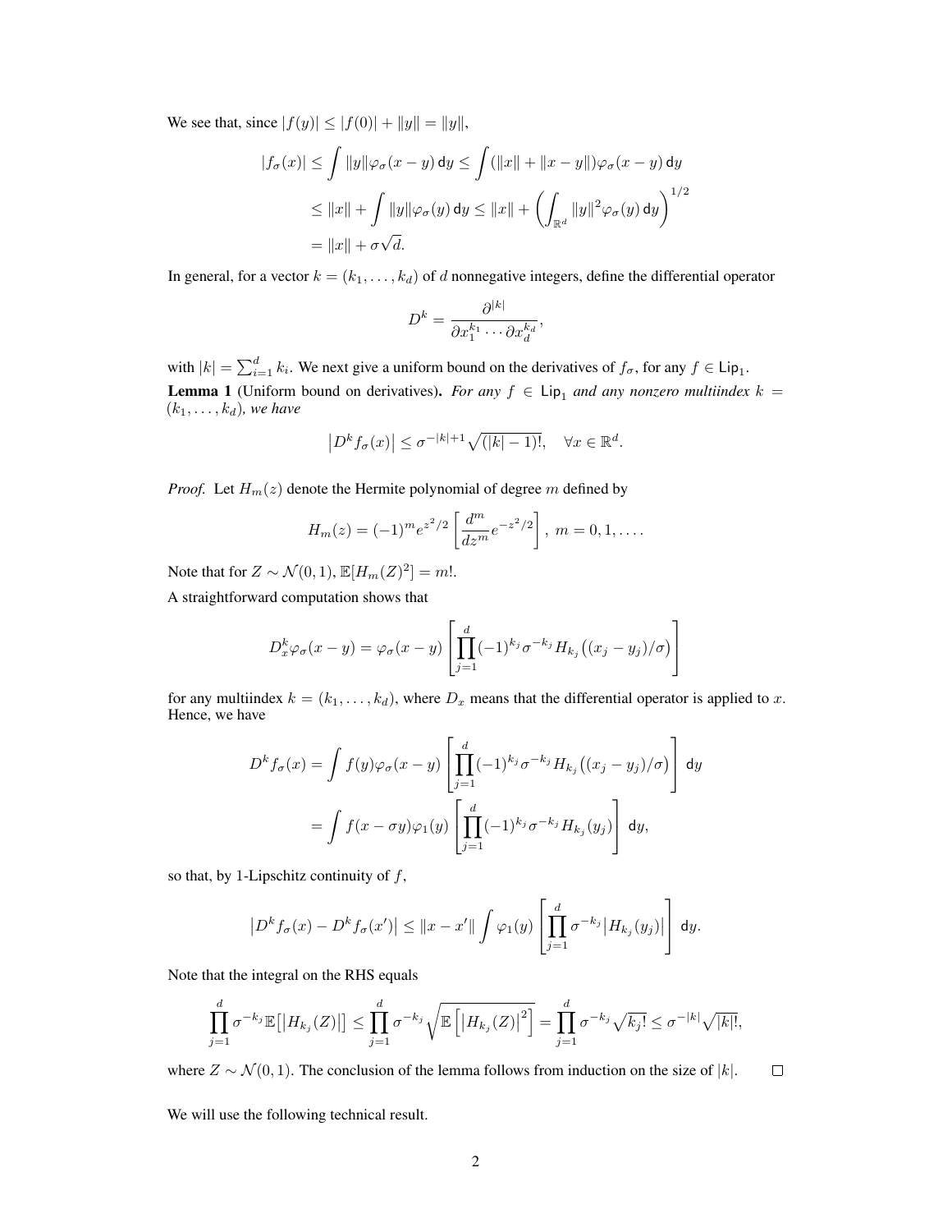We see that, since $|f(y)| \leq |f(0)| + \|y\| = \|y\|$,

$$
\begin{aligned}
|f_\sigma(x)| &\leq \int \|y\| \varphi_\sigma(x-y)\, \mathsf{d}y \leq \int (\|x\| + \|x-y\|)\varphi_\sigma(x-y)\, \mathsf{d}y \\
&\leq \|x\| + \int \|y\| \varphi_\sigma(y)\, \mathsf{d}y \leq \|x\| + \left( \int_{\mathbb{R}^d} \|y\|^2 \varphi_\sigma(y)\, \mathsf{d}y \right)^{1/2} \\
&= \|x\| + \sigma\sqrt{d}.
\end{aligned}
$$

In general, for a vector $k = (k_1, \ldots, k_d)$ of $d$ nonnegative integers, define the differential operator

$$
D^k = \frac{\partial^{|k|}}{\partial x_1^{k_1} \cdots \partial x_d^{k_d}},
$$

with $|k| = \sum_{i=1}^d k_i$. We next give a uniform bound on the derivatives of $f_\sigma$, for any $f \in \mathsf{Lip}_1$.

**Lemma 1** (Uniform bound on derivatives). *For any $f \in \mathsf{Lip}_1$ and any nonzero multiindex $k = (k_1, \ldots, k_d)$, we have*

$$
\left| D^k f_\sigma(x) \right| \leq \sigma^{-|k|+1} \sqrt{(|k|-1)!}, \quad \forall x \in \mathbb{R}^d.
$$

*Proof.* Let $H_m(z)$ denote the Hermite polynomial of degree $m$ defined by

$$
H_m(z) = (-1)^m e^{z^2/2} \left[ \frac{d^m}{dz^m} e^{-z^2/2} \right], \; m = 0, 1, \ldots.
$$

Note that for $Z \sim \mathcal{N}(0,1)$, $\mathbb{E}[H_m(Z)^2] = m!$.

A straightforward computation shows that

$$
D_x^k \varphi_\sigma(x-y) = \varphi_\sigma(x-y) \left[ \prod_{j=1}^d (-1)^{k_j} \sigma^{-k_j} H_{k_j}\big((x_j - y_j)/\sigma\big) \right]
$$

for any multiindex $k = (k_1, \ldots, k_d)$, where $D_x$ means that the differential operator is applied to $x$. Hence, we have

$$
\begin{aligned}
D^k f_\sigma(x) &= \int f(y) \varphi_\sigma(x-y) \left[ \prod_{j=1}^d (-1)^{k_j} \sigma^{-k_j} H_{k_j}\big((x_j - y_j)/\sigma\big) \right] \mathsf{d}y \\
&= \int f(x - \sigma y) \varphi_1(y) \left[ \prod_{j=1}^d (-1)^{k_j} \sigma^{-k_j} H_{k_j}(y_j) \right] \mathsf{d}y,
\end{aligned}
$$

so that, by 1-Lipschitz continuity of $f$,

$$
\left| D^k f_\sigma(x) - D^k f_\sigma(x') \right| \leq \|x - x'\| \int \varphi_1(y) \left[ \prod_{j=1}^d \sigma^{-k_j} \left| H_{k_j}(y_j) \right| \right] \mathsf{d}y.
$$

Note that the integral on the RHS equals

$$
\prod_{j=1}^d \sigma^{-k_j} \mathbb{E}\big[ |H_{k_j}(Z)| \big] \leq \prod_{j=1}^d \sigma^{-k_j} \sqrt{\mathbb{E}\left[ \left| H_{k_j}(Z) \right|^2 \right]} = \prod_{j=1}^d \sigma^{-k_j} \sqrt{k_j!} \leq \sigma^{-|k|} \sqrt{|k|!},
$$

where $Z \sim \mathcal{N}(0,1)$. The conclusion of the lemma follows from induction on the size of $|k|$. $\square$

We will use the following technical result.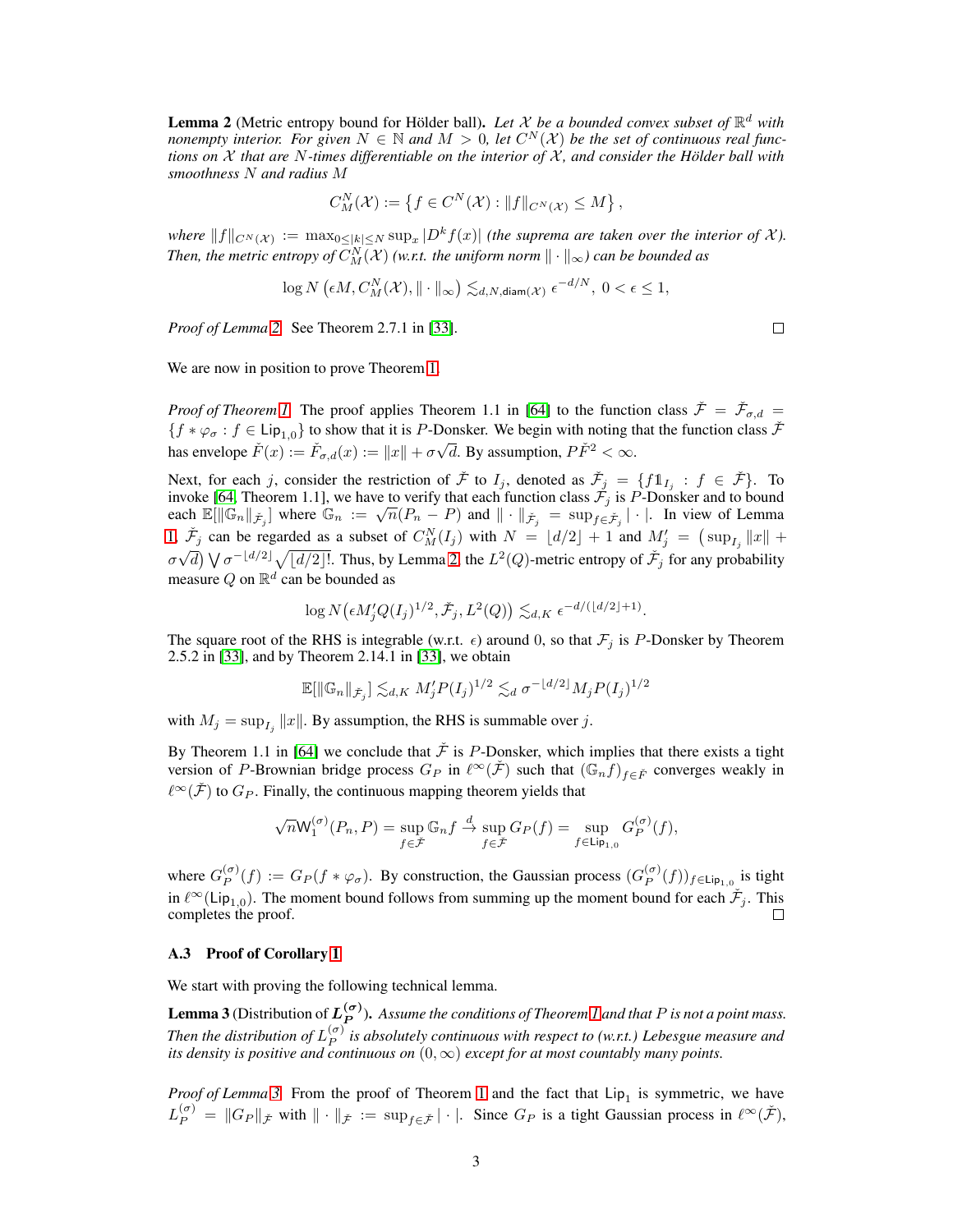**Lemma 2** (Metric entropy bound for Hölder ball)**.** *Let $\mathcal{X}$ be a bounded convex subset of $\mathbb{R}^d$ with nonempty interior. For given $N \in \mathbb{N}$ and $M > 0$, let $C^N(\mathcal{X})$ be the set of continuous real functions on $\mathcal{X}$ that are $N$-times differentiable on the interior of $\mathcal{X}$, and consider the Hölder ball with smoothness $N$ and radius $M$*

$$C_M^N(\mathcal{X}) := \left\{ f \in C^N(\mathcal{X}) : \|f\|_{C^N(\mathcal{X})} \le M \right\},$$

*where $\|f\|_{C^N(\mathcal{X})} := \max_{0 \le |k| \le N} \sup_x |D^k f(x)|$ (the suprema are taken over the interior of $\mathcal{X}$). Then, the metric entropy of $C_M^N(\mathcal{X})$ (w.r.t. the uniform norm $\|\cdot\|_\infty$) can be bounded as*

$$\log N\left(\epsilon M, C_M^N(\mathcal{X}), \|\cdot\|_\infty\right) \lesssim_{d,N,\mathsf{diam}(\mathcal{X})} \epsilon^{-d/N},\ 0 < \epsilon \le 1,$$

*Proof of Lemma 2.* See Theorem 2.7.1 in [33]. □

We are now in position to prove Theorem 1.

*Proof of Theorem 1.* The proof applies Theorem 1.1 in [64] to the function class $\check{\mathcal{F}} = \check{\mathcal{F}}_{\sigma,d} = \{f * \varphi_\sigma : f \in \mathsf{Lip}_{1,0}\}$ to show that it is $P$-Donsker. We begin with noting that the function class $\check{\mathcal{F}}$ has envelope $\check{F}(x) := \check{F}_{\sigma,d}(x) := \|x\| + \sigma\sqrt{d}$. By assumption, $P\check{F}^2 < \infty$.

Next, for each $j$, consider the restriction of $\check{\mathcal{F}}$ to $I_j$, denoted as $\check{\mathcal{F}}_j = \{f\mathbb{1}_{I_j} : f \in \check{\mathcal{F}}\}$. To invoke [64, Theorem 1.1], we have to verify that each function class $\check{\mathcal{F}}_j$ is $P$-Donsker and to bound each $\mathbb{E}[\|\mathbb{G}_n\|_{\check{\mathcal{F}}_j}]$ where $\mathbb{G}_n := \sqrt{n}(P_n - P)$ and $\|\cdot\|_{\check{\mathcal{F}}_j} = \sup_{f \in \check{\mathcal{F}}_j} |\cdot|$. In view of Lemma 1, $\check{\mathcal{F}}_j$ can be regarded as a subset of $C_M^N(I_j)$ with $N = \lfloor d/2 \rfloor + 1$ and $M_j' = \left(\sup_{I_j}\|x\| + \sigma\sqrt{d}\right) \bigvee \sigma^{-\lfloor d/2 \rfloor}\sqrt{\lfloor d/2 \rfloor !}$. Thus, by Lemma 2, the $L^2(Q)$-metric entropy of $\check{\mathcal{F}}_j$ for any probability measure $Q$ on $\mathbb{R}^d$ can be bounded as

$$\log N\left(\epsilon M_j' Q(I_j)^{1/2}, \check{\mathcal{F}}_j, L^2(Q)\right) \lesssim_{d,K} \epsilon^{-d/(\lfloor d/2 \rfloor + 1)}.$$

The square root of the RHS is integrable (w.r.t. $\epsilon$) around 0, so that $\mathcal{F}_j$ is $P$-Donsker by Theorem 2.5.2 in [33], and by Theorem 2.14.1 in [33], we obtain

$$\mathbb{E}[\|\mathbb{G}_n\|_{\check{\mathcal{F}}_j}] \lesssim_{d,K} M_j' P(I_j)^{1/2} \lesssim_d \sigma^{-\lfloor d/2 \rfloor} M_j P(I_j)^{1/2}$$

with $M_j = \sup_{I_j}\|x\|$. By assumption, the RHS is summable over $j$.

By Theorem 1.1 in [64] we conclude that $\check{\mathcal{F}}$ is $P$-Donsker, which implies that there exists a tight version of $P$-Brownian bridge process $G_P$ in $\ell^\infty(\check{\mathcal{F}})$ such that $(\mathbb{G}_n f)_{f \in \check{F}}$ converges weakly in $\ell^\infty(\check{\mathcal{F}})$ to $G_P$. Finally, the continuous mapping theorem yields that

$$\sqrt{n}\mathsf{W}_1^{(\sigma)}(P_n, P) = \sup_{f \in \check{\mathcal{F}}} \mathbb{G}_n f \stackrel{d}{\to} \sup_{f \in \check{\mathcal{F}}} G_P(f) = \sup_{f \in \mathsf{Lip}_{1,0}} G_P^{(\sigma)}(f),$$

where $G_P^{(\sigma)}(f) := G_P(f * \varphi_\sigma)$. By construction, the Gaussian process $(G_P^{(\sigma)}(f))_{f \in \mathsf{Lip}_{1,0}}$ is tight in $\ell^\infty(\mathsf{Lip}_{1,0})$. The moment bound follows from summing up the moment bound for each $\check{\mathcal{F}}_j$. This completes the proof. □

### A.3 Proof of Corollary 1

We start with proving the following technical lemma.

**Lemma 3** (Distribution of $L_P^{(\sigma)}$)**.** *Assume the conditions of Theorem 1 and that $P$ is not a point mass. Then the distribution of $L_P^{(\sigma)}$ is absolutely continuous with respect to (w.r.t.) Lebesgue measure and its density is positive and continuous on $(0, \infty)$ except for at most countably many points.*

*Proof of Lemma 3.* From the proof of Theorem 1 and the fact that $\mathsf{Lip}_1$ is symmetric, we have $L_P^{(\sigma)} = \|G_P\|_{\check{\mathcal{F}}}$ with $\|\cdot\|_{\check{\mathcal{F}}} := \sup_{f \in \check{\mathcal{F}}} |\cdot|$. Since $G_P$ is a tight Gaussian process in $\ell^\infty(\check{\mathcal{F}})$,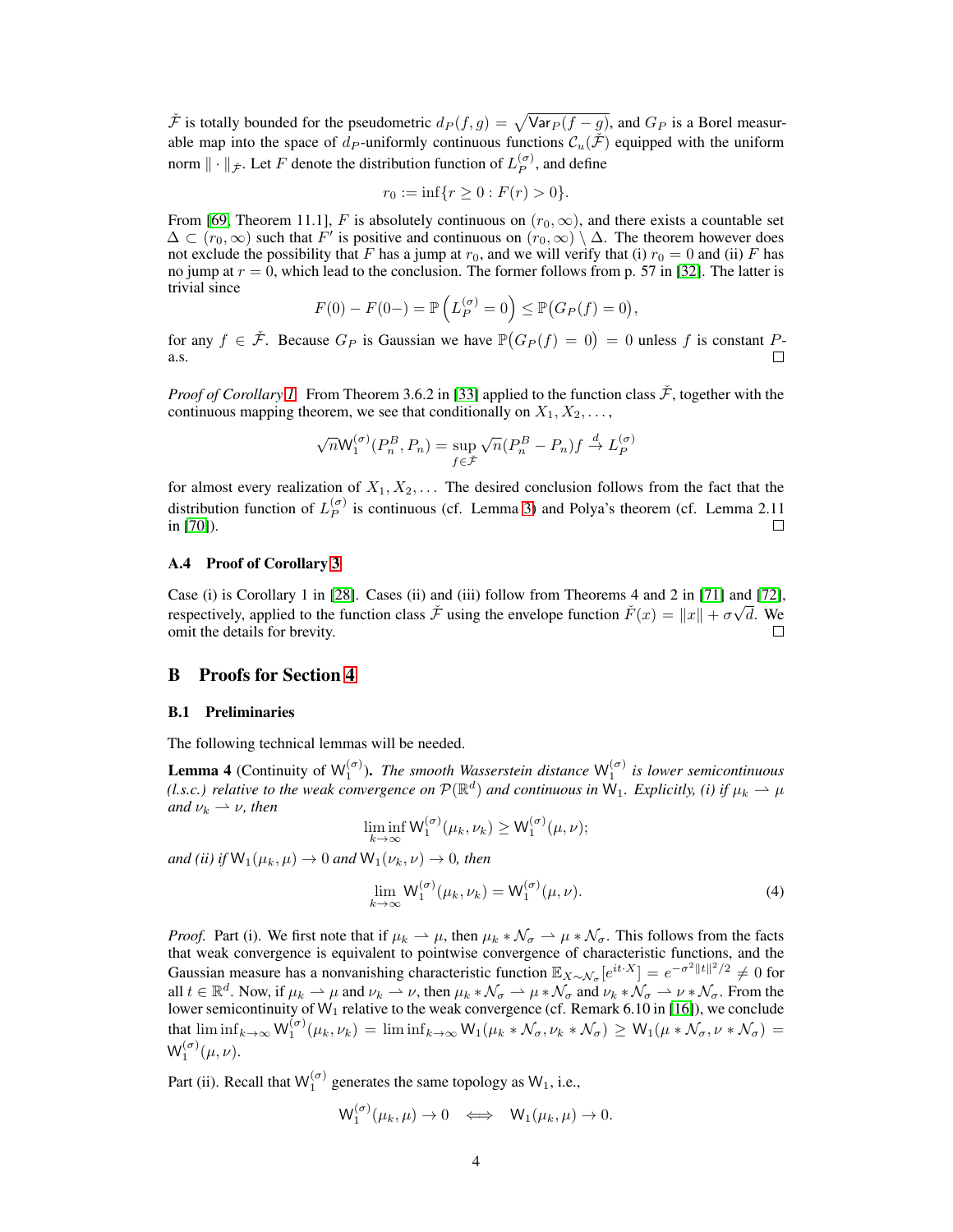$\check{\mathcal{F}}$ is totally bounded for the pseudometric $d_P(f,g) = \sqrt{\mathsf{Var}_P(f-g)}$, and $G_P$ is a Borel measurable map into the space of $d_P$-uniformly continuous functions $\mathcal{C}_u(\check{\mathcal{F}})$ equipped with the uniform norm $\|\cdot\|_{\check{\mathcal{F}}}$. Let $F$ denote the distribution function of $L_P^{(\sigma)}$, and define

$$r_0 := \inf\{r \geq 0 : F(r) > 0\}.$$

From [69, Theorem 11.1], $F$ is absolutely continuous on $(r_0, \infty)$, and there exists a countable set $\Delta \subset (r_0, \infty)$ such that $F'$ is positive and continuous on $(r_0, \infty) \setminus \Delta$. The theorem however does not exclude the possibility that $F$ has a jump at $r_0$, and we will verify that (i) $r_0 = 0$ and (ii) $F$ has no jump at $r = 0$, which lead to the conclusion. The former follows from p. 57 in [32]. The latter is trivial since

$$F(0) - F(0-) = \mathbb{P}\left(L_P^{(\sigma)} = 0\right) \leq \mathbb{P}\big(G_P(f) = 0\big),$$

for any $f \in \check{\mathcal{F}}$. Because $G_P$ is Gaussian we have $\mathbb{P}\big(G_P(f) = 0\big) = 0$ unless $f$ is constant $P$-a.s. □

*Proof of Corollary 1.* From Theorem 3.6.2 in [33] applied to the function class $\check{\mathcal{F}}$, together with the continuous mapping theorem, we see that conditionally on $X_1, X_2, \ldots$,

$$\sqrt{n}\mathsf{W}_1^{(\sigma)}(P_n^B, P_n) = \sup_{f \in \check{\mathcal{F}}} \sqrt{n}(P_n^B - P_n)f \xrightarrow{d} L_P^{(\sigma)}$$

for almost every realization of $X_1, X_2, \ldots$ The desired conclusion follows from the fact that the distribution function of $L_P^{(\sigma)}$ is continuous (cf. Lemma 3) and Polya's theorem (cf. Lemma 2.11 in [70]). □

### A.4 Proof of Corollary 3

Case (i) is Corollary 1 in [28]. Cases (ii) and (iii) follow from Theorems 4 and 2 in [71] and [72], respectively, applied to the function class $\check{\mathcal{F}}$ using the envelope function $\check{F}(x) = \|x\| + \sigma\sqrt{d}$. We omit the details for brevity. □

## B Proofs for Section 4

### B.1 Preliminaries

The following technical lemmas will be needed.

**Lemma 4** (Continuity of $\mathsf{W}_1^{(\sigma)}$)**.** *The smooth Wasserstein distance $\mathsf{W}_1^{(\sigma)}$ is lower semicontinuous (l.s.c.) relative to the weak convergence on $\mathcal{P}(\mathbb{R}^d)$ and continuous in $\mathsf{W}_1$. Explicitly, (i) if $\mu_k \rightharpoonup \mu$ and $\nu_k \rightharpoonup \nu$, then*

$$\liminf_{k\to\infty} \mathsf{W}_1^{(\sigma)}(\mu_k, \nu_k) \geq \mathsf{W}_1^{(\sigma)}(\mu, \nu);$$

*and (ii) if $\mathsf{W}_1(\mu_k, \mu) \to 0$ and $\mathsf{W}_1(\nu_k, \nu) \to 0$, then*

$$\lim_{k\to\infty} \mathsf{W}_1^{(\sigma)}(\mu_k, \nu_k) = \mathsf{W}_1^{(\sigma)}(\mu, \nu). \tag{4}$$

*Proof.* Part (i). We first note that if $\mu_k \rightharpoonup \mu$, then $\mu_k * \mathcal{N}_\sigma \rightharpoonup \mu * \mathcal{N}_\sigma$. This follows from the facts that weak convergence is equivalent to pointwise convergence of characteristic functions, and the Gaussian measure has a nonvanishing characteristic function $\mathbb{E}_{X\sim\mathcal{N}_\sigma}[e^{it\cdot X}] = e^{-\sigma^2\|t\|^2/2} \neq 0$ for all $t \in \mathbb{R}^d$. Now, if $\mu_k \rightharpoonup \mu$ and $\nu_k \rightharpoonup \nu$, then $\mu_k * \mathcal{N}_\sigma \rightharpoonup \mu * \mathcal{N}_\sigma$ and $\nu_k * \mathcal{N}_\sigma \rightharpoonup \nu * \mathcal{N}_\sigma$. From the lower semicontinuity of $\mathsf{W}_1$ relative to the weak convergence (cf. Remark 6.10 in [16]), we conclude that $\liminf_{k\to\infty} \mathsf{W}_1^{(\sigma)}(\mu_k, \nu_k) = \liminf_{k\to\infty} \mathsf{W}_1(\mu_k * \mathcal{N}_\sigma, \nu_k * \mathcal{N}_\sigma) \geq \mathsf{W}_1(\mu * \mathcal{N}_\sigma, \nu * \mathcal{N}_\sigma) = \mathsf{W}_1^{(\sigma)}(\mu, \nu)$.

Part (ii). Recall that $\mathsf{W}_1^{(\sigma)}$ generates the same topology as $\mathsf{W}_1$, i.e.,

$$\mathsf{W}_1^{(\sigma)}(\mu_k, \mu) \to 0 \iff \mathsf{W}_1(\mu_k, \mu) \to 0.$$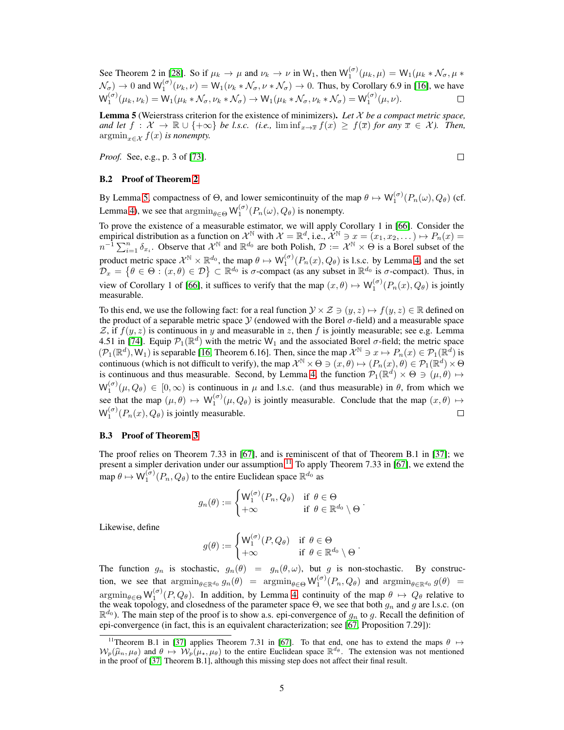See Theorem 2 in [28]. So if $\mu_k \to \mu$ and $\nu_k \to \nu$ in $\mathsf{W}_1$, then $\mathsf{W}_1^{(\sigma)}(\mu_k, \mu) = \mathsf{W}_1(\mu_k * \mathcal{N}_\sigma, \mu * \mathcal{N}_\sigma) \to 0$ and $\mathsf{W}_1^{(\sigma)}(\nu_k, \nu) = \mathsf{W}_1(\nu_k * \mathcal{N}_\sigma, \nu * \mathcal{N}_\sigma) \to 0$. Thus, by Corollary 6.9 in [16], we have $\mathsf{W}_1^{(\sigma)}(\mu_k, \nu_k) = \mathsf{W}_1(\mu_k * \mathcal{N}_\sigma, \nu_k * \mathcal{N}_\sigma) \to \mathsf{W}_1(\mu_k * \mathcal{N}_\sigma, \nu_k * \mathcal{N}_\sigma) = \mathsf{W}_1^{(\sigma)}(\mu, \nu)$. $\square$

**Lemma 5** (Weierstrass criterion for the existence of minimizers)**.** *Let $\mathcal{X}$ be a compact metric space, and let $f : \mathcal{X} \to \mathbb{R} \cup \{+\infty\}$ be l.s.c. (i.e., $\liminf_{x \to \overline{x}} f(x) \geq f(\overline{x})$ for any $\overline{x} \in \mathcal{X}$). Then, $\operatorname{argmin}_{x \in \mathcal{X}} f(x)$ is nonempty.*

*Proof.* See, e.g., p. 3 of [73]. $\square$

### B.2 Proof of Theorem 2

By Lemma 5, compactness of $\Theta$, and lower semicontinuity of the map $\theta \mapsto \mathsf{W}_1^{(\sigma)}(P_n(\omega), Q_\theta)$ (cf. Lemma 4), we see that $\operatorname{argmin}_{\theta \in \Theta} \mathsf{W}_1^{(\sigma)}(P_n(\omega), Q_\theta)$ is nonempty.

To prove the existence of a measurable estimator, we will apply Corollary 1 in [66]. Consider the empirical distribution as a function on $\mathcal{X}^{\mathbb{N}}$ with $\mathcal{X} = \mathbb{R}^d$, i.e., $\mathcal{X}^{\mathbb{N}} \ni x = (x_1, x_2, \dots) \mapsto P_n(x) = n^{-1} \sum_{i=1}^n \delta_{x_i}$. Observe that $\mathcal{X}^{\mathbb{N}}$ and $\mathbb{R}^{d_0}$ are both Polish, $\mathcal{D} := \mathcal{X}^{\mathbb{N}} \times \Theta$ is a Borel subset of the product metric space $\mathcal{X}^{\mathbb{N}} \times \mathbb{R}^{d_0}$, the map $\theta \mapsto \mathsf{W}_1^{(\sigma)}(P_n(x), Q_\theta)$ is l.s.c. by Lemma 4, and the set $\mathcal{D}_x = \{\theta \in \Theta : (x, \theta) \in \mathcal{D}\} \subset \mathbb{R}^{d_0}$ is $\sigma$-compact (as any subset in $\mathbb{R}^{d_0}$ is $\sigma$-compact). Thus, in view of Corollary 1 of [66], it suffices to verify that the map $(x, \theta) \mapsto \mathsf{W}_1^{(\sigma)}(P_n(x), Q_\theta)$ is jointly measurable.

To this end, we use the following fact: for a real function $\mathcal{Y} \times \mathcal{Z} \ni (y, z) \mapsto f(y, z) \in \mathbb{R}$ defined on the product of a separable metric space $\mathcal{Y}$ (endowed with the Borel $\sigma$-field) and a measurable space $\mathcal{Z}$, if $f(y, z)$ is continuous in $y$ and measurable in $z$, then $f$ is jointly measurable; see e.g. Lemma 4.51 in [74]. Equip $\mathcal{P}_1(\mathbb{R}^d)$ with the metric $\mathsf{W}_1$ and the associated Borel $\sigma$-field; the metric space $(\mathcal{P}_1(\mathbb{R}^d), \mathsf{W}_1)$ is separable [16, Theorem 6.16]. Then, since the map $\mathcal{X}^{\mathbb{N}} \ni x \mapsto P_n(x) \in \mathcal{P}_1(\mathbb{R}^d)$ is continuous (which is not difficult to verify), the map $\mathcal{X}^{\mathbb{N}} \times \Theta \ni (x, \theta) \mapsto (P_n(x), \theta) \in \mathcal{P}_1(\mathbb{R}^d) \times \Theta$ is continuous and thus measurable. Second, by Lemma 4, the function $\mathcal{P}_1(\mathbb{R}^d) \times \Theta \ni (\mu, \theta) \mapsto \mathsf{W}_1^{(\sigma)}(\mu, Q_\theta) \in [0, \infty)$ is continuous in $\mu$ and l.s.c. (and thus measurable) in $\theta$, from which we see that the map $(\mu, \theta) \mapsto \mathsf{W}_1^{(\sigma)}(\mu, Q_\theta)$ is jointly measurable. Conclude that the map $(x, \theta) \mapsto \mathsf{W}_1^{(\sigma)}(P_n(x), Q_\theta)$ is jointly measurable. $\square$

### B.3 Proof of Theorem 3

The proof relies on Theorem 7.33 in [67], and is reminiscent of that of Theorem B.1 in [37]; we present a simpler derivation under our assumption.[11] To apply Theorem 7.33 in [67], we extend the map $\theta \mapsto \mathsf{W}_1^{(\sigma)}(P_n, Q_\theta)$ to the entire Euclidean space $\mathbb{R}^{d_0}$ as

$$
g_n(\theta) := \begin{cases} \mathsf{W}_1^{(\sigma)}(P_n, Q_\theta) & \text{if } \theta \in \Theta \\ +\infty & \text{if } \theta \in \mathbb{R}^{d_0} \setminus \Theta \end{cases}.
$$

Likewise, define

$$
g(\theta) := \begin{cases} \mathsf{W}_1^{(\sigma)}(P, Q_\theta) & \text{if } \theta \in \Theta \\ +\infty & \text{if } \theta \in \mathbb{R}^{d_0} \setminus \Theta \end{cases}.
$$

The function $g_n$ is stochastic, $g_n(\theta) = g_n(\theta, \omega)$, but $g$ is non-stochastic. By construction, we see that $\operatorname{argmin}_{\theta \in \mathbb{R}^{d_0}} g_n(\theta) = \operatorname{argmin}_{\theta \in \Theta} \mathsf{W}_1^{(\sigma)}(P_n, Q_\theta)$ and $\operatorname{argmin}_{\theta \in \mathbb{R}^{d_0}} g(\theta) = \operatorname{argmin}_{\theta \in \Theta} \mathsf{W}_1^{(\sigma)}(P, Q_\theta)$. In addition, by Lemma 4, continuity of the map $\theta \mapsto Q_\theta$ relative to the weak topology, and closedness of the parameter space $\Theta$, we see that both $g_n$ and $g$ are l.s.c. (on $\mathbb{R}^{d_0}$). The main step of the proof is to show a.s. epi-convergence of $g_n$ to $g$. Recall the definition of epi-convergence (in fact, this is an equivalent characterization; see [67, Proposition 7.29]):

[11] Theorem B.1 in [37] applies Theorem 7.31 in [67]. To that end, one has to extend the maps $\theta \mapsto \mathcal{W}_p(\widehat{\mu}_n, \mu_\theta)$ and $\theta \mapsto \mathcal{W}_p(\mu_\star, \mu_\theta)$ to the entire Euclidean space $\mathbb{R}^{d_\theta}$. The extension was not mentioned in the proof of [37, Theorem B.1], although this missing step does not affect their final result.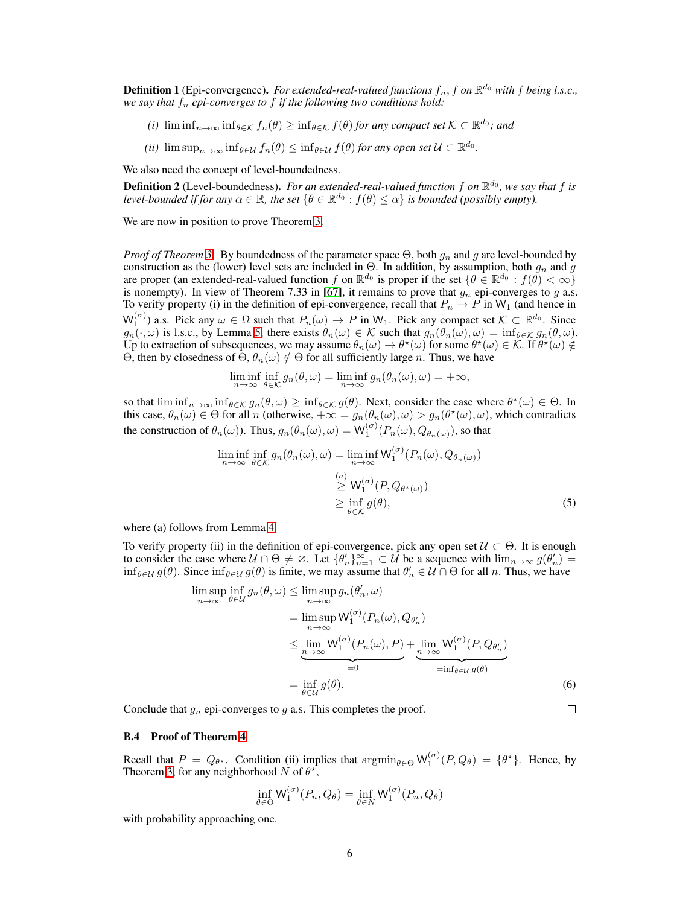**Definition 1** (Epi-convergence)**.** *For extended-real-valued functions $f_n, f$ on $\mathbb{R}^{d_0}$ with $f$ being l.s.c., we say that $f_n$ epi-converges to $f$ if the following two conditions hold:*

*(i)* $\liminf_{n\to\infty} \inf_{\theta\in\mathcal{K}} f_n(\theta) \ge \inf_{\theta\in\mathcal{K}} f(\theta)$ *for any compact set $\mathcal{K} \subset \mathbb{R}^{d_0}$; and*

*(ii)* $\limsup_{n\to\infty} \inf_{\theta\in\mathcal{U}} f_n(\theta) \le \inf_{\theta\in\mathcal{U}} f(\theta)$ *for any open set $\mathcal{U} \subset \mathbb{R}^{d_0}$.*

We also need the concept of level-boundedness.

**Definition 2** (Level-boundedness)**.** *For an extended-real-valued function $f$ on $\mathbb{R}^{d_0}$, we say that $f$ is level-bounded if for any $\alpha \in \mathbb{R}$, the set $\{\theta \in \mathbb{R}^{d_0} : f(\theta) \le \alpha\}$ is bounded (possibly empty).*

We are now in position to prove Theorem 3.

*Proof of Theorem 3.* By boundedness of the parameter space $\Theta$, both $g_n$ and $g$ are level-bounded by construction as the (lower) level sets are included in $\Theta$. In addition, by assumption, both $g_n$ and $g$ are proper (an extended-real-valued function $f$ on $\mathbb{R}^{d_0}$ is proper if the set $\{\theta \in \mathbb{R}^{d_0} : f(\theta) < \infty\}$ is nonempty). In view of Theorem 7.33 in [67], it remains to prove that $g_n$ epi-converges to $g$ a.s. To verify property (i) in the definition of epi-convergence, recall that $P_n \to P$ in $\mathsf{W}_1$ (and hence in $\mathsf{W}_1^{(\sigma)}$) a.s. Pick any $\omega \in \Omega$ such that $P_n(\omega) \to P$ in $\mathsf{W}_1$. Pick any compact set $\mathcal{K} \subset \mathbb{R}^{d_0}$. Since $g_n(\cdot,\omega)$ is l.s.c., by Lemma 5 there exists $\theta_n(\omega) \in \mathcal{K}$ such that $g_n(\theta_n(\omega),\omega) = \inf_{\theta\in\mathcal{K}} g_n(\theta,\omega)$. Up to extraction of subsequences, we may assume $\theta_n(\omega) \to \theta^\star(\omega)$ for some $\theta^\star(\omega) \in \mathcal{K}$. If $\theta^\star(\omega) \notin \Theta$, then by closedness of $\Theta$, $\theta_n(\omega) \notin \Theta$ for all sufficiently large $n$. Thus, we have

$$\liminf_{n\to\infty} \inf_{\theta\in\mathcal{K}} g_n(\theta,\omega) = \liminf_{n\to\infty} g_n(\theta_n(\omega),\omega) = +\infty,$$

so that $\liminf_{n\to\infty} \inf_{\theta\in\mathcal{K}} g_n(\theta,\omega) \ge \inf_{\theta\in\mathcal{K}} g(\theta)$. Next, consider the case where $\theta^\star(\omega) \in \Theta$. In this case, $\theta_n(\omega) \in \Theta$ for all $n$ (otherwise, $+\infty = g_n(\theta_n(\omega),\omega) > g_n(\theta^\star(\omega),\omega)$, which contradicts the construction of $\theta_n(\omega)$). Thus, $g_n(\theta_n(\omega),\omega) = \mathsf{W}_1^{(\sigma)}(P_n(\omega), Q_{\theta_n(\omega)})$, so that

$$\begin{aligned}
\liminf_{n\to\infty} \inf_{\theta\in\mathcal{K}} g_n(\theta_n(\omega),\omega) &= \liminf_{n\to\infty} \mathsf{W}_1^{(\sigma)}(P_n(\omega), Q_{\theta_n(\omega)}) \\
&\overset{(a)}{\ge} \mathsf{W}_1^{(\sigma)}(P, Q_{\theta^\star(\omega)}) \\
&\ge \inf_{\theta\in\mathcal{K}} g(\theta),
\end{aligned} \tag{5}$$

where (a) follows from Lemma 4.

To verify property (ii) in the definition of epi-convergence, pick any open set $\mathcal{U} \subset \Theta$. It is enough to consider the case where $\mathcal{U} \cap \Theta \ne \varnothing$. Let $\{\theta_n'\}_{n=1}^\infty \subset \mathcal{U}$ be a sequence with $\lim_{n\to\infty} g(\theta_n') = \inf_{\theta\in\mathcal{U}} g(\theta)$. Since $\inf_{\theta\in\mathcal{U}} g(\theta)$ is finite, we may assume that $\theta_n' \in \mathcal{U} \cap \Theta$ for all $n$. Thus, we have

$$\begin{aligned}
\limsup_{n\to\infty} \inf_{\theta\in\mathcal{U}} g_n(\theta,\omega) &\le \limsup_{n\to\infty} g_n(\theta_n',\omega) \\
&= \limsup_{n\to\infty} \mathsf{W}_1^{(\sigma)}(P_n(\omega), Q_{\theta_n'}) \\
&\le \underbrace{\lim_{n\to\infty} \mathsf{W}_1^{(\sigma)}(P_n(\omega), P)}_{=0} + \underbrace{\lim_{n\to\infty} \mathsf{W}_1^{(\sigma)}(P, Q_{\theta_n'})}_{=\inf_{\theta\in\mathcal{U}} g(\theta)} \\
&= \inf_{\theta\in\mathcal{U}} g(\theta).
\end{aligned} \tag{6}$$

Conclude that $g_n$ epi-converges to $g$ a.s. This completes the proof. $\square$

### B.4 Proof of Theorem 4

Recall that $P = Q_{\theta^\star}$. Condition (ii) implies that $\operatorname{argmin}_{\theta\in\Theta} \mathsf{W}_1^{(\sigma)}(P, Q_\theta) = \{\theta^\star\}$. Hence, by Theorem 3, for any neighborhood $N$ of $\theta^\star$,

$$\inf_{\theta\in\Theta} \mathsf{W}_1^{(\sigma)}(P_n, Q_\theta) = \inf_{\theta\in N} \mathsf{W}_1^{(\sigma)}(P_n, Q_\theta)$$

with probability approaching one.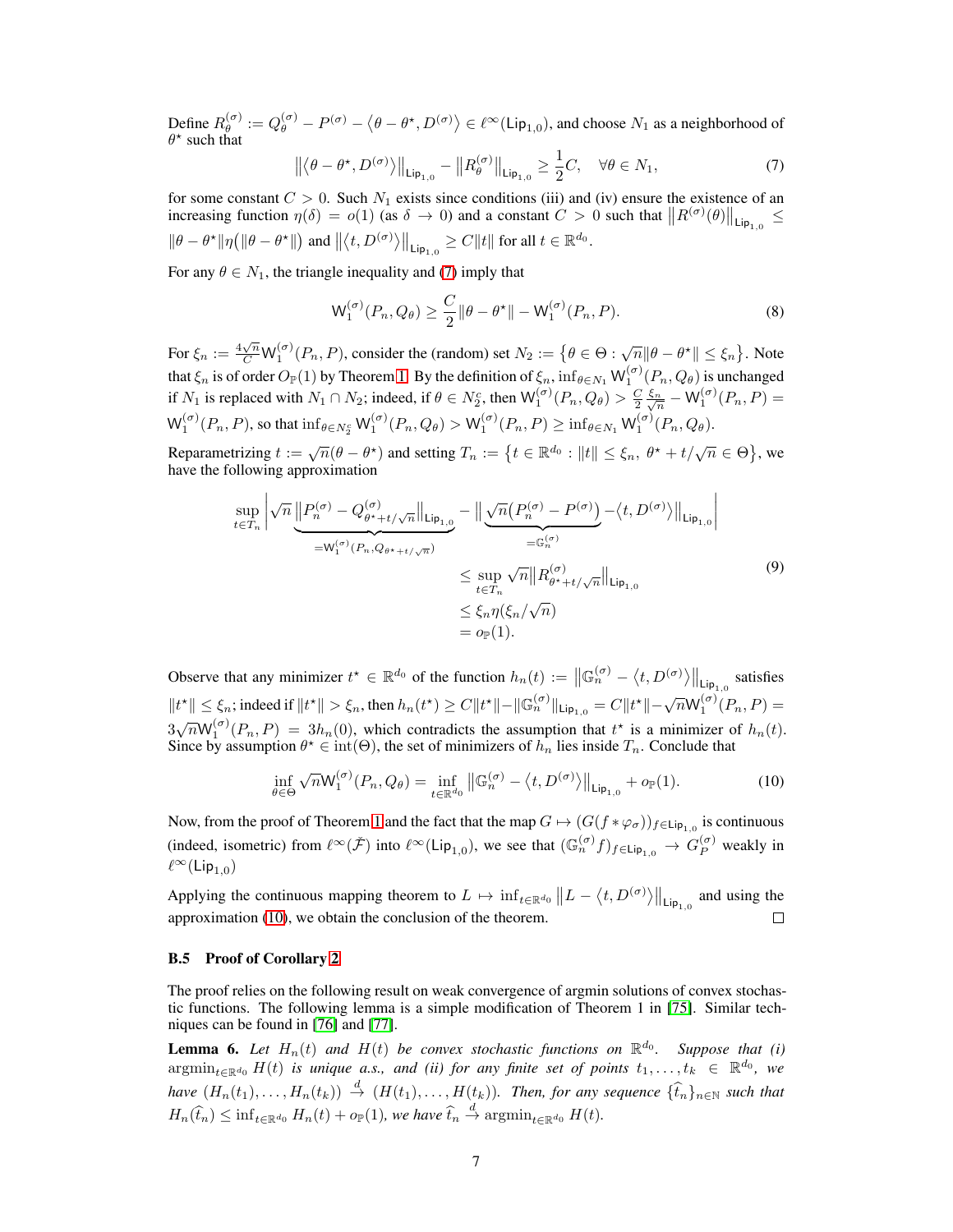Define $R^{(\sigma)}_\theta := Q^{(\sigma)}_\theta - P^{(\sigma)} - \langle \theta - \theta^\star, D^{(\sigma)} \rangle \in \ell^\infty(\mathsf{Lip}_{1,0})$, and choose $N_1$ as a neighborhood of $\theta^\star$ such that

$$\big\|\langle \theta - \theta^\star, D^{(\sigma)} \rangle\big\|_{\mathsf{Lip}_{1,0}} - \big\|R^{(\sigma)}_\theta\big\|_{\mathsf{Lip}_{1,0}} \geq \frac{1}{2}C, \quad \forall \theta \in N_1, \tag{7}$$

for some constant $C > 0$. Such $N_1$ exists since conditions (iii) and (iv) ensure the existence of an increasing function $\eta(\delta) = o(1)$ (as $\delta \to 0$) and a constant $C > 0$ such that $\big\|R^{(\sigma)}(\theta)\big\|_{\mathsf{Lip}_{1,0}} \leq \|\theta - \theta^\star\|\eta\big(\|\theta - \theta^\star\|\big)$ and $\big\|\langle t, D^{(\sigma)} \rangle\big\|_{\mathsf{Lip}_{1,0}} \geq C\|t\|$ for all $t \in \mathbb{R}^{d_0}$.

For any $\theta \in N_1$, the triangle inequality and (7) imply that

$$\mathsf{W}^{(\sigma)}_1(P_n, Q_\theta) \geq \frac{C}{2}\|\theta - \theta^\star\| - \mathsf{W}^{(\sigma)}_1(P_n, P). \tag{8}$$

For $\xi_n := \frac{4\sqrt{n}}{C}\mathsf{W}^{(\sigma)}_1(P_n, P)$, consider the (random) set $N_2 := \big\{\theta \in \Theta : \sqrt{n}\|\theta - \theta^\star\| \leq \xi_n\big\}$. Note that $\xi_n$ is of order $O_{\mathbb{P}}(1)$ by Theorem 1. By the definition of $\xi_n$, $\inf_{\theta \in N_1} \mathsf{W}^{(\sigma)}_1(P_n, Q_\theta)$ is unchanged if $N_1$ is replaced with $N_1 \cap N_2$; indeed, if $\theta \in N_2^c$, then $\mathsf{W}^{(\sigma)}_1(P_n, Q_\theta) > \frac{C}{2}\frac{\xi_n}{\sqrt{n}} - \mathsf{W}^{(\sigma)}_1(P_n, P) = \mathsf{W}^{(\sigma)}_1(P_n, P)$, so that $\inf_{\theta \in N_2^c} \mathsf{W}^{(\sigma)}_1(P_n, Q_\theta) > \mathsf{W}^{(\sigma)}_1(P_n, P) \geq \inf_{\theta \in N_1} \mathsf{W}^{(\sigma)}_1(P_n, Q_\theta)$.

Reparametrizing $t := \sqrt{n}(\theta - \theta^\star)$ and setting $T_n := \big\{t \in \mathbb{R}^{d_0} : \|t\| \leq \xi_n,\ \theta^\star + t/\sqrt{n} \in \Theta\big\}$, we have the following approximation

$$\begin{aligned}
\sup_{t \in T_n} \Bigg| \sqrt{n}\underbrace{\big\|P^{(\sigma)}_n - Q^{(\sigma)}_{\theta^\star + t/\sqrt{n}}\big\|_{\mathsf{Lip}_{1,0}}}_{=\mathsf{W}^{(\sigma)}_1(P_n, Q_{\theta^\star + t/\sqrt{n}})} - \Big\|\underbrace{\sqrt{n}\big(P^{(\sigma)}_n - P^{(\sigma)}\big)}_{=\mathbb{G}^{(\sigma)}_n} - \langle t, D^{(\sigma)} \rangle\Big\|_{\mathsf{Lip}_{1,0}}\Bigg| \\
\leq \sup_{t \in T_n} \sqrt{n}\big\|R^{(\sigma)}_{\theta^\star + t/\sqrt{n}}\big\|_{\mathsf{Lip}_{1,0}} \\
\leq \xi_n \eta(\xi_n/\sqrt{n}) \\
= o_{\mathbb{P}}(1).
\end{aligned} \tag{9}$$

Observe that any minimizer $t^\star \in \mathbb{R}^{d_0}$ of the function $h_n(t) := \big\|\mathbb{G}^{(\sigma)}_n - \langle t, D^{(\sigma)} \rangle\big\|_{\mathsf{Lip}_{1,0}}$ satisfies $\|t^\star\| \leq \xi_n$; indeed if $\|t^\star\| > \xi_n$, then $h_n(t^\star) \geq C\|t^\star\| - \|\mathbb{G}^{(\sigma)}_n\|_{\mathsf{Lip}_{1,0}} = C\|t^\star\| - \sqrt{n}\mathsf{W}^{(\sigma)}_1(P_n, P) = 3\sqrt{n}\mathsf{W}^{(\sigma)}_1(P_n, P) = 3h_n(0)$, which contradicts the assumption that $t^\star$ is a minimizer of $h_n(t)$. Since by assumption $\theta^\star \in \mathrm{int}(\Theta)$, the set of minimizers of $h_n$ lies inside $T_n$. Conclude that

$$\inf_{\theta \in \Theta} \sqrt{n}\mathsf{W}^{(\sigma)}_1(P_n, Q_\theta) = \inf_{t \in \mathbb{R}^{d_0}} \big\|\mathbb{G}^{(\sigma)}_n - \langle t, D^{(\sigma)} \rangle\big\|_{\mathsf{Lip}_{1,0}} + o_{\mathbb{P}}(1). \tag{10}$$

Now, from the proof of Theorem 1 and the fact that the map $G \mapsto (G(f * \varphi_\sigma))_{f \in \mathsf{Lip}_{1,0}}$ is continuous (indeed, isometric) from $\ell^\infty(\check{\mathcal{F}})$ into $\ell^\infty(\mathsf{Lip}_{1,0})$, we see that $(\mathbb{G}^{(\sigma)}_n f)_{f \in \mathsf{Lip}_{1,0}} \to G^{(\sigma)}_P$ weakly in $\ell^\infty(\mathsf{Lip}_{1,0})$

Applying the continuous mapping theorem to $L \mapsto \inf_{t \in \mathbb{R}^{d_0}} \big\|L - \langle t, D^{(\sigma)} \rangle\big\|_{\mathsf{Lip}_{1,0}}$ and using the approximation (10), we obtain the conclusion of the theorem. $\square$

### B.5 Proof of Corollary 2

The proof relies on the following result on weak convergence of argmin solutions of convex stochastic functions. The following lemma is a simple modification of Theorem 1 in [75]. Similar techniques can be found in [76] and [77].

**Lemma 6.** *Let $H_n(t)$ and $H(t)$ be convex stochastic functions on $\mathbb{R}^{d_0}$. Suppose that (i) $\mathrm{argmin}_{t \in \mathbb{R}^{d_0}} H(t)$ is unique a.s., and (ii) for any finite set of points $t_1, \ldots, t_k \in \mathbb{R}^{d_0}$, we have $(H_n(t_1), \ldots, H_n(t_k)) \stackrel{d}{\to} (H(t_1), \ldots, H(t_k))$. Then, for any sequence $\{\hat{t}_n\}_{n \in \mathbb{N}}$ such that $H_n(\hat{t}_n) \leq \inf_{t \in \mathbb{R}^{d_0}} H_n(t) + o_{\mathbb{P}}(1)$, we have $\hat{t}_n \stackrel{d}{\to} \mathrm{argmin}_{t \in \mathbb{R}^{d_0}} H(t)$.*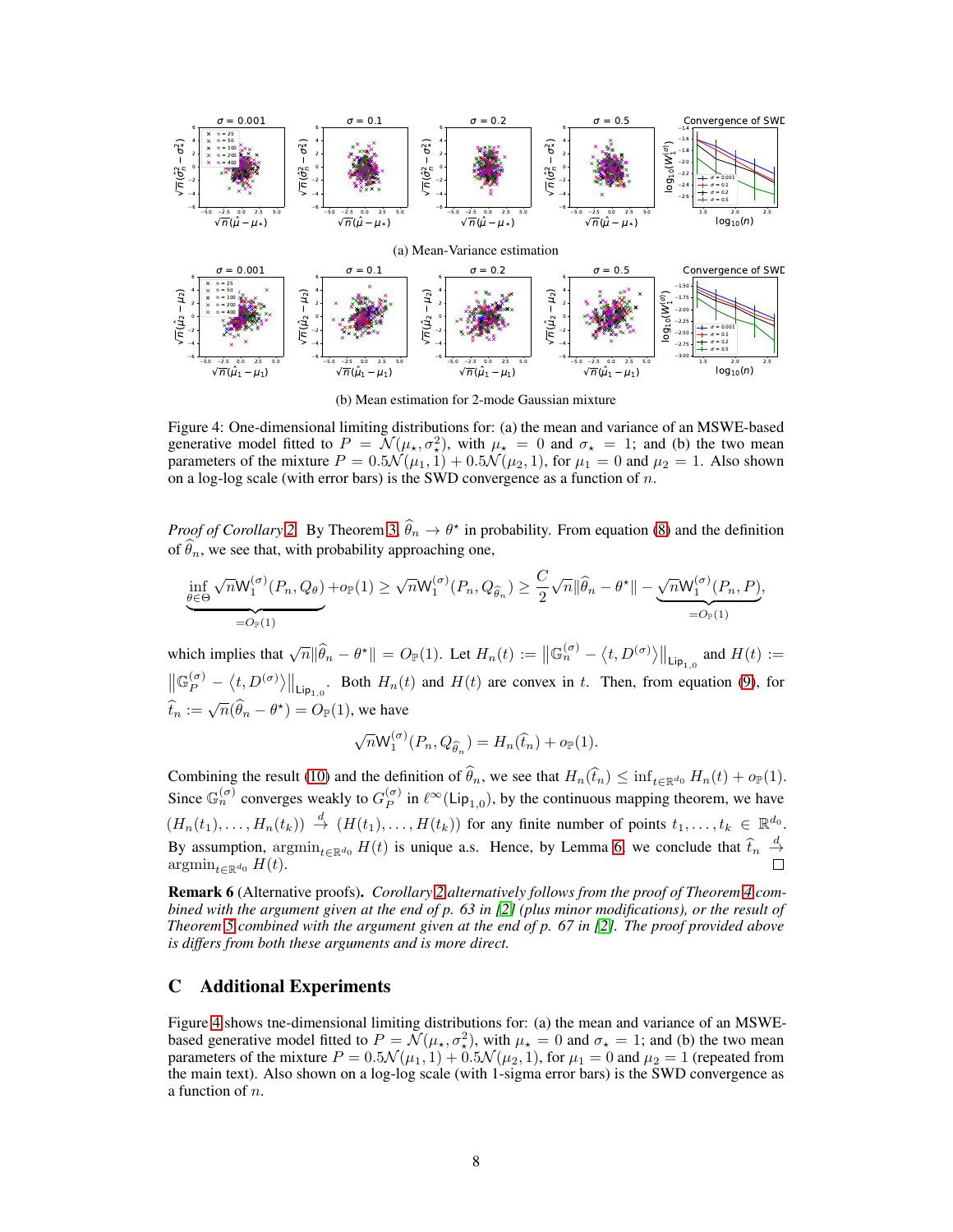σ = 0.001

σ = 0.1

σ = 0.2

σ = 0.5

Convergence of SWD

n = 25
n = 50
n = 100
n = 200
n = 400

$\sqrt{n}(\hat{\sigma}_n^2 - \sigma_\star^2)$

$\sqrt{n}(\hat{\mu} - \mu_\star)$

$\log_{10}(W_1^{(\sigma)})$

$\log_{10}(n)$

σ = 0.001
σ = 0.1
σ = 0.2
σ = 0.5

(a) Mean-Variance estimation

σ = 0.001

σ = 0.1

σ = 0.2

σ = 0.5

Convergence of SWD

n = 25
n = 50
n = 100
n = 200
n = 400

$\sqrt{n}(\hat{\mu}_2 - \mu_2)$

$\sqrt{n}(\hat{\mu}_1 - \mu_1)$

$\log_{10}(W_1^{(\sigma)})$

$\log_{10}(n)$

σ = 0.001
σ = 0.1
σ = 0.2
σ = 0.5

(b) Mean estimation for 2-mode Gaussian mixture

Figure 4: One-dimensional limiting distributions for: (a) the mean and variance of an MSWE-based generative model fitted to $P = \mathcal{N}(\mu_\star, \sigma_\star^2)$, with $\mu_\star = 0$ and $\sigma_\star = 1$; and (b) the two mean parameters of the mixture $P = 0.5\mathcal{N}(\mu_1, 1) + 0.5\mathcal{N}(\mu_2, 1)$, for $\mu_1 = 0$ and $\mu_2 = 1$. Also shown on a log-log scale (with error bars) is the SWD convergence as a function of $n$.

*Proof of Corollary 2.* By Theorem 3, $\widehat{\theta}_n \to \theta^\star$ in probability. From equation (8) and the definition of $\widehat{\theta}_n$, we see that, with probability approaching one,

$$\underbrace{\inf_{\theta \in \Theta} \sqrt{n} \mathsf{W}_1^{(\sigma)}(P_n, Q_\theta)}_{=O_{\mathbb{P}}(1)} + o_{\mathbb{P}}(1) \geq \sqrt{n} \mathsf{W}_1^{(\sigma)}(P_n, Q_{\widehat{\theta}_n}) \geq \frac{C}{2} \sqrt{n} \|\widehat{\theta}_n - \theta^\star\| - \underbrace{\sqrt{n} \mathsf{W}_1^{(\sigma)}(P_n, P)}_{=O_{\mathbb{P}}(1)},$$

which implies that $\sqrt{n}\|\widehat{\theta}_n - \theta^\star\| = O_{\mathbb{P}}(1)$. Let $H_n(t) := \big\|\mathbb{G}_n^{(\sigma)} - \langle t, D^{(\sigma)} \rangle\big\|_{\mathsf{Lip}_{1,0}}$ and $H(t) := \big\|\mathbb{G}_P^{(\sigma)} - \langle t, D^{(\sigma)} \rangle\big\|_{\mathsf{Lip}_{1,0}}$. Both $H_n(t)$ and $H(t)$ are convex in $t$. Then, from equation (9), for $\widehat{t}_n := \sqrt{n}(\widehat{\theta}_n - \theta^\star) = O_{\mathbb{P}}(1)$, we have

$$\sqrt{n} \mathsf{W}_1^{(\sigma)}(P_n, Q_{\widehat{\theta}_n}) = H_n(\widehat{t}_n) + o_{\mathbb{P}}(1).$$

Combining the result (10) and the definition of $\widehat{\theta}_n$, we see that $H_n(\widehat{t}_n) \leq \inf_{t \in \mathbb{R}^{d_0}} H_n(t) + o_{\mathbb{P}}(1)$. Since $\mathbb{G}_n^{(\sigma)}$ converges weakly to $G_P^{(\sigma)}$ in $\ell^\infty(\mathsf{Lip}_{1,0})$, by the continuous mapping theorem, we have $(H_n(t_1), \ldots, H_n(t_k)) \xrightarrow{d} (H(t_1), \ldots, H(t_k))$ for any finite number of points $t_1, \ldots, t_k \in \mathbb{R}^{d_0}$. By assumption, $\operatorname{argmin}_{t \in \mathbb{R}^{d_0}} H(t)$ is unique a.s. Hence, by Lemma 6, we conclude that $\widehat{t}_n \xrightarrow{d} \operatorname{argmin}_{t \in \mathbb{R}^{d_0}} H(t)$. $\square$

**Remark 6** (Alternative proofs). *Corollary 2 alternatively follows from the proof of Theorem 4 combined with the argument given at the end of p. 63 in [2] (plus minor modifications), or the result of Theorem 5 combined with the argument given at the end of p. 67 in [2]. The proof provided above is differs from both these arguments and is more direct.*

## C Additional Experiments

Figure 4 shows tne-dimensional limiting distributions for: (a) the mean and variance of an MSWE-based generative model fitted to $P = \mathcal{N}(\mu_\star, \sigma_\star^2)$, with $\mu_\star = 0$ and $\sigma_\star = 1$; and (b) the two mean parameters of the mixture $P = 0.5\mathcal{N}(\mu_1, 1) + 0.5\mathcal{N}(\mu_2, 1)$, for $\mu_1 = 0$ and $\mu_2 = 1$ (repeated from the main text). Also shown on a log-log scale (with 1-sigma error bars) is the SWD convergence as a function of $n$.